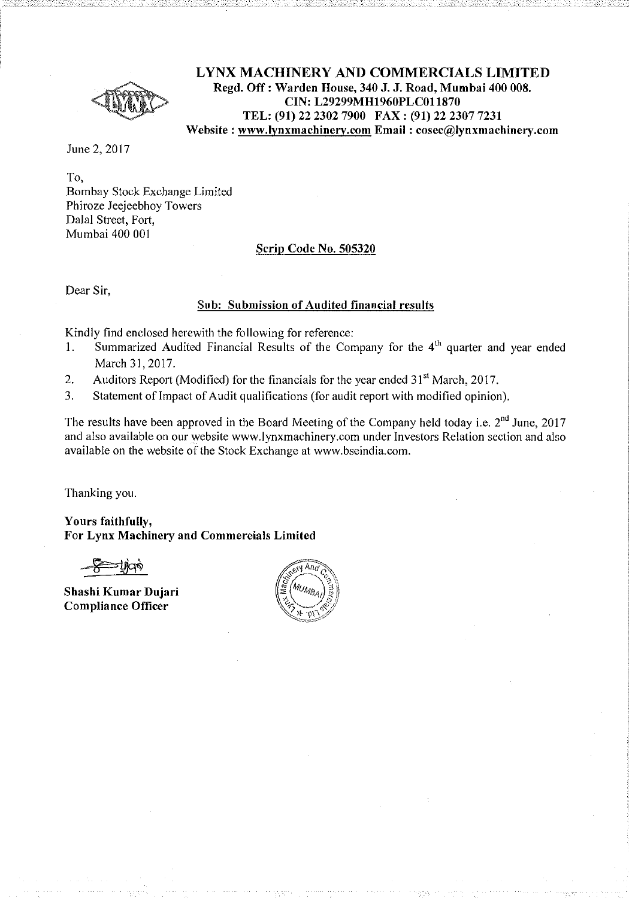# LYNX MACHINERY AND COMMERCIALS LIMITED

**Regd. Off : Warden House, 340 J. J. Road, Mumbai 400 008.**
**CIN: L29299MH1960PLC011870**
**TEL: (91) 22 2302 7900 FAX : (91) 22 2307 7231**
**Website : www.lynxmachinery.com Email : cosec@lynxmachinery.com**

June 2, 2017

To,
Bombay Stock Exchange Limited
Phiroze Jeejeebhoy Towers
Dalal Street, Fort,
Mumbai 400 001

**Scrip Code No. 505320**

Dear Sir,

**Sub: Submission of Audited financial results**

Kindly find enclosed herewith the following for reference:

1. Summarized Audited Financial Results of the Company for the 4th quarter and year ended March 31, 2017.
2. Auditors Report (Modified) for the financials for the year ended 31st March, 2017.
3. Statement of Impact of Audit qualifications (for audit report with modified opinion).

The results have been approved in the Board Meeting of the Company held today i.e. 2nd June, 2017 and also available on our website www.lynxmachinery.com under Investors Relation section and also available on the website of the Stock Exchange at www.bseindia.com.

Thanking you.

**Yours faithfully,**
**For Lynx Machinery and Commercials Limited**

**Shashi Kumar Dujari**
**Compliance Officer**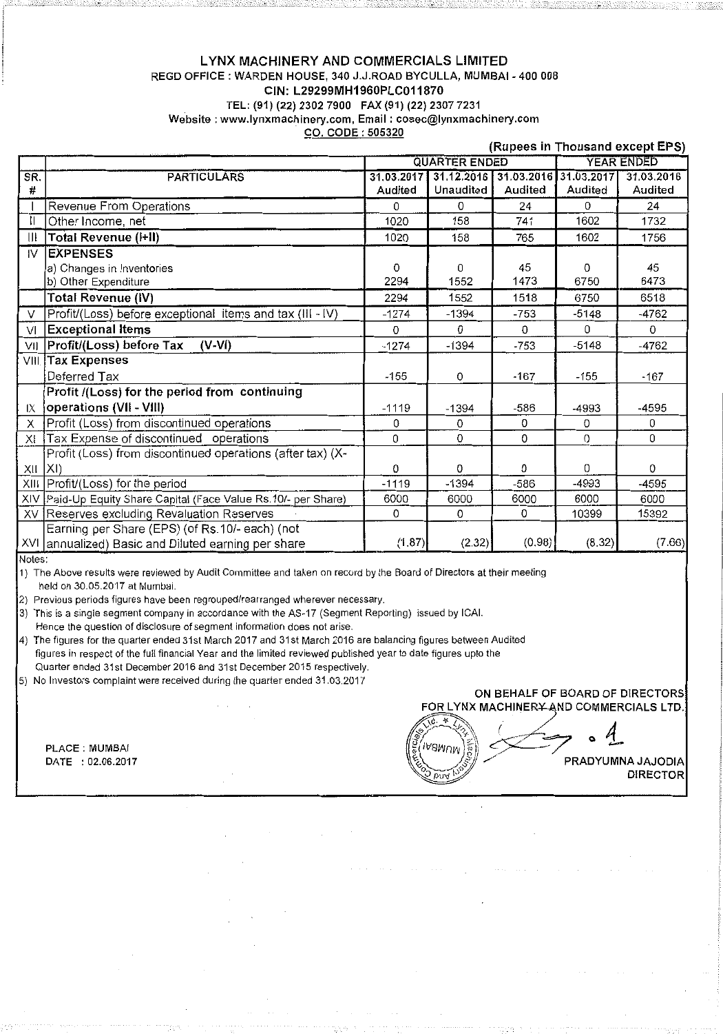# LYNX MACHINERY AND COMMERCIALS LIMITED

REGD OFFICE : WARDEN HOUSE, 340 J.J.ROAD BYCULLA, MUMBAI - 400 008

CIN: L29299MH1960PLC011870

TEL: (91) (22) 2302 7900 FAX (91) (22) 2307 7231

Website : www.lynxmachinery.com, Email : cosec@lynxmachinery.com

CO. CODE : 505320

(Rupees in Thousand except EPS)

| SR. # | PARTICULARS | QUARTER ENDED | | | YEAR ENDED | |
|---|---|---|---|---|---|---|
| | | 31.03.2017 Audited | 31.12.2016 Unaudited | 31.03.2016 Audited | 31.03.2017 Audited | 31.03.2016 Audited |
| I | Revenue From Operations | 0 | 0 | 24 | 0 | 24 |
| II | Other Income, net | 1020 | 158 | 741 | 1602 | 1732 |
| III | **Total Revenue (I+II)** | 1020 | 158 | 765 | 1602 | 1756 |
| IV | **EXPENSES** | | | | | |
| | a) Changes in Inventories | 0 | 0 | 45 | 0 | 45 |
| | b) Other Expenditure | 2294 | 1552 | 1473 | 6750 | 6473 |
| | **Total Revenue (IV)** | 2294 | 1552 | 1518 | 6750 | 6518 |
| V | Profit/(Loss) before exceptional items and tax (III - IV) | -1274 | -1394 | -753 | -5148 | -4762 |
| VI | **Exceptional Items** | 0 | 0 | 0 | 0 | 0 |
| VII | **Profit/(Loss) before Tax (V-VI)** | -1274 | -1394 | -753 | -5148 | -4762 |
| VIII | **Tax Expenses** | | | | | |
| | Deferred Tax | -155 | 0 | -167 | -155 | -167 |
| IX | **Profit /(Loss) for the period from continuing operations (VII - VIII)** | -1119 | -1394 | -586 | -4993 | -4595 |
| X | Profit (Loss) from discontinued operations | 0 | 0 | 0 | 0 | 0 |
| XI | Tax Expense of discontinued operations | 0 | 0 | 0 | 0 | 0 |
| XII | Profit (Loss) from discontinued operations (after tax) (X-XI) | 0 | 0 | 0 | 0 | 0 |
| XIII | Profit/(Loss) for the period | -1119 | -1394 | -586 | -4993 | -4595 |
| XIV | Paid-Up Equity Share Capital (Face Value Rs.10/- per Share) | 6000 | 6000 | 6000 | 6000 | 6000 |
| XV | Reserves excluding Revaluation Reserves | 0 | 0 | 0 | 10399 | 15392 |
| XVI | Earning per Share (EPS) (of Rs.10/- each) (not annualized) Basic and Diluted earning per share | (1.87) | (2.32) | (0.98) | (8.32) | (7.66) |

Notes:

1) The Above results were reviewed by Audit Committee and taken on record by the Board of Directors at their meeting held on 30.05.2017 at Mumbai.

2) Previous periods figures have been regrouped/rearranged wherever necessary.

3) This is a single segment company in accordance with the AS-17 (Segment Reporting) issued by ICAI. Hence the question of disclosure of segment information does not arise.

4) The figures for the quarter ended 31st March 2017 and 31st March 2016 are balancing figures between Audited figures in respect of the full financial Year and the limited reviewed published year to date figures upto the Quarter ended 31st December 2016 and 31st December 2015 respectively.

5) No Investors complaint were received during the quarter ended 31.03.2017

ON BEHALF OF BOARD OF DIRECTORS
FOR LYNX MACHINERY AND COMMERCIALS LTD.

PLACE : MUMBAI
DATE : 02.06.2017

PRADYUMNA JAJODIA
DIRECTOR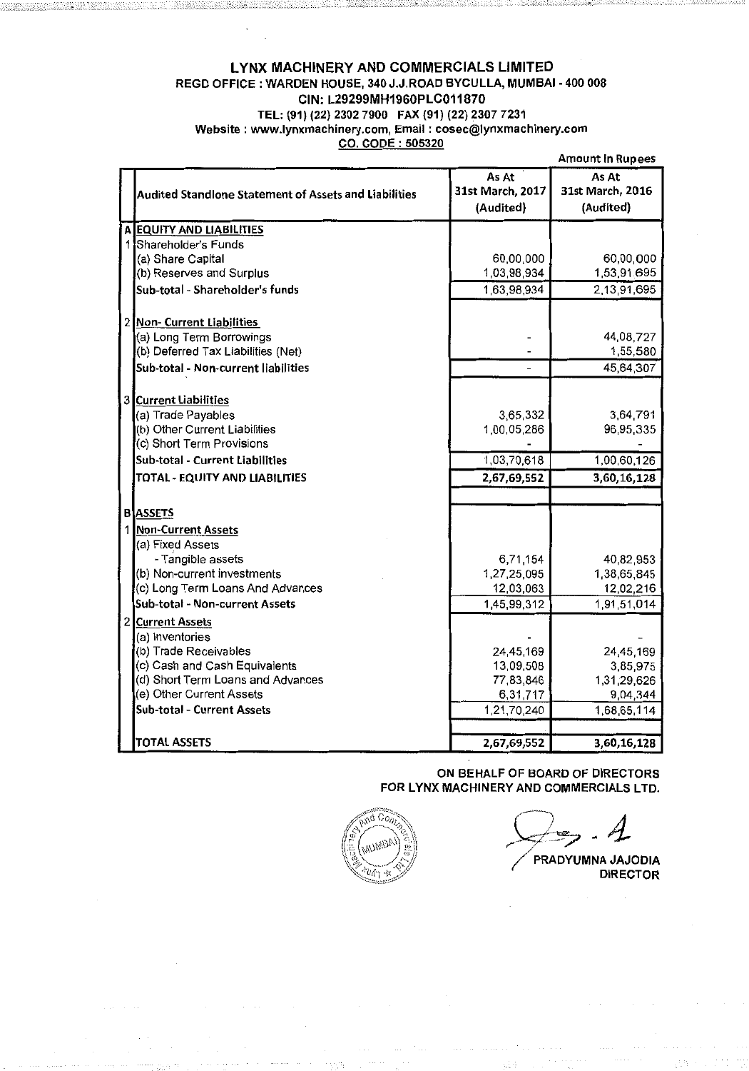# LYNX MACHINERY AND COMMERCIALS LIMITED

**REGD OFFICE : WARDEN HOUSE, 340 J.J.ROAD BYCULLA, MUMBAI - 400 008**

**CIN: L29299MH1960PLC011870**

**TEL: (91) (22) 2302 7900 FAX (91) (22) 2307 7231**

**Website : www.lynxmachinery.com, Email : cosec@lynxmachinery.com**

**CO. CODE : 505320**

Amount In Rupees

| | Audited Standlone Statement of Assets and Liabilities | As At 31st March, 2017 (Audited) | As At 31st March, 2016 (Audited) |
|---|---|---|---|
| A | **EQUITY AND LIABILITIES** | | |
| 1 | Shareholder's Funds | | |
| | (a) Share Capital | 60,00,000 | 60,00,000 |
| | (b) Reserves and Surplus | 1,03,98,934 | 1,53,91,695 |
| | **Sub-total - Shareholder's funds** | 1,63,98,934 | 2,13,91,695 |
| 2 | **Non- Current Liabilities** | | |
| | (a) Long Term Borrowings | - | 44,08,727 |
| | (b) Deferred Tax Liabilities (Net) | - | 1,55,580 |
| | **Sub-total - Non-current liabilities** | - | 45,64,307 |
| 3 | **Current Liabilities** | | |
| | (a) Trade Payables | 3,65,332 | 3,64,791 |
| | (b) Other Current Liabilities | 1,00,05,286 | 96,95,335 |
| | (c) Short Term Provisions | - | - |
| | **Sub-total - Current Liabilities** | 1,03,70,618 | 1,00,60,126 |
| | **TOTAL - EQUITY AND LIABILITIES** | **2,67,69,552** | **3,60,16,128** |
| B | **ASSETS** | | |
| 1 | **Non-Current Assets** | | |
| | (a) Fixed Assets | | |
| | - Tangible assets | 6,71,154 | 40,82,953 |
| | (b) Non-current investments | 1,27,25,095 | 1,38,65,845 |
| | (c) Long Term Loans And Advances | 12,03,063 | 12,02,216 |
| | **Sub-total - Non-current Assets** | 1,45,99,312 | 1,91,51,014 |
| 2 | **Current Assets** | | |
| | (a) Inventories | - | - |
| | (b) Trade Receivables | 24,45,169 | 24,45,169 |
| | (c) Cash and Cash Equivalents | 13,09,508 | 3,85,975 |
| | (d) Short Term Loans and Advances | 77,83,846 | 1,31,29,626 |
| | (e) Other Current Assets | 6,31,717 | 9,04,344 |
| | **Sub-total - Current Assets** | 1,21,70,240 | 1,68,65,114 |
| | **TOTAL ASSETS** | **2,67,69,552** | **3,60,16,128** |

**ON BEHALF OF BOARD OF DIRECTORS**
**FOR LYNX MACHINERY AND COMMERCIALS LTD.**

**PRADYUMNA JAJODIA**
**DIRECTOR**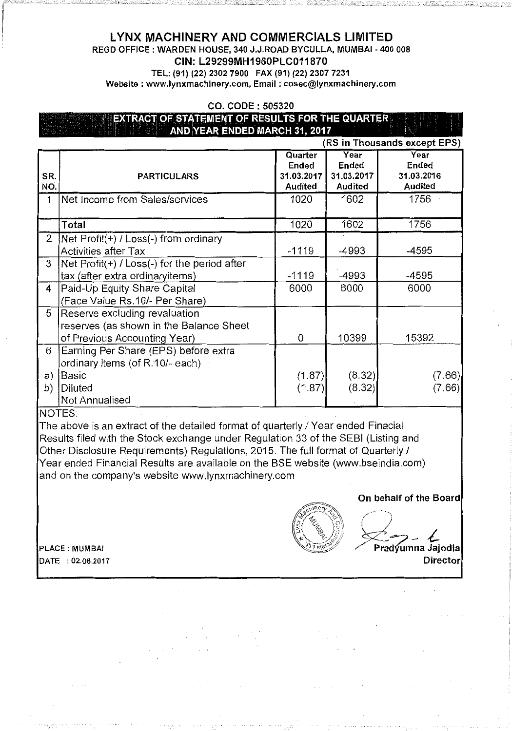# LYNX MACHINERY AND COMMERCIALS LIMITED

REGD OFFICE : WARDEN HOUSE, 340 J.J.ROAD BYCULLA, MUMBAI - 400 008

CIN: L29299MH1960PLC011870

TEL: (91) (22) 2302 7900 FAX (91) (22) 2307 7231

Website : www.lynxmachinery.com, Email : cosec@lynxmachinery.com

CO. CODE : 505320

## EXTRACT OF STATEMENT OF RESULTS FOR THE QUARTER AND YEAR ENDED MARCH 31, 2017

(RS in Thousands except EPS)

| SR. NO. | PARTICULARS | Quarter Ended 31.03.2017 Audited | Year Ended 31.03.2017 Audited | Year Ended 31.03.2016 Audited |
|---|---|---|---|---|
| 1 | Net Income from Sales/services | 1020 | 1602 | 1756 |
| | Total | 1020 | 1602 | 1756 |
| 2 | Net Profit(+) / Loss(-) from ordinary Activities after Tax | -1119 | -4993 | -4595 |
| 3 | Net Profit(+) / Loss(-) for the period after tax (after extra ordinaryitems) | -1119 | -4993 | -4595 |
| 4 | Paid-Up Equity Share Capital (Face Value Rs.10/- Per Share) | 6000 | 6000 | 6000 |
| 5 | Reserve excluding revaluation reserves (as shown in the Balance Sheet of Previous Accounting Year) | 0 | 10399 | 15392 |
| 6 | Earning Per Share (EPS) before extra ordinary items (of R.10/- each) | | | |
| a) | Basic | (1.87) | (8.32) | (7.66) |
| b) | Diluted | (1.87) | (8.32) | (7.66) |
| | Not Annualised | | | |

NOTES:

The above is an extract of the detailed format of quarterly / Year ended Finacial Results filed with the Stock exchange under Regulation 33 of the SEBI (Listing and Other Disclosure Requirements) Regulations, 2015. The full format of Quarterly / Year ended Financial Results are available on the BSE website (www.bseindia.com) and on the company's website www.lynxmachinery.com

**On behalf of the Board**

Pradyumna Jajodia

**Director**

PLACE : MUMBAI

DATE : 02.06.2017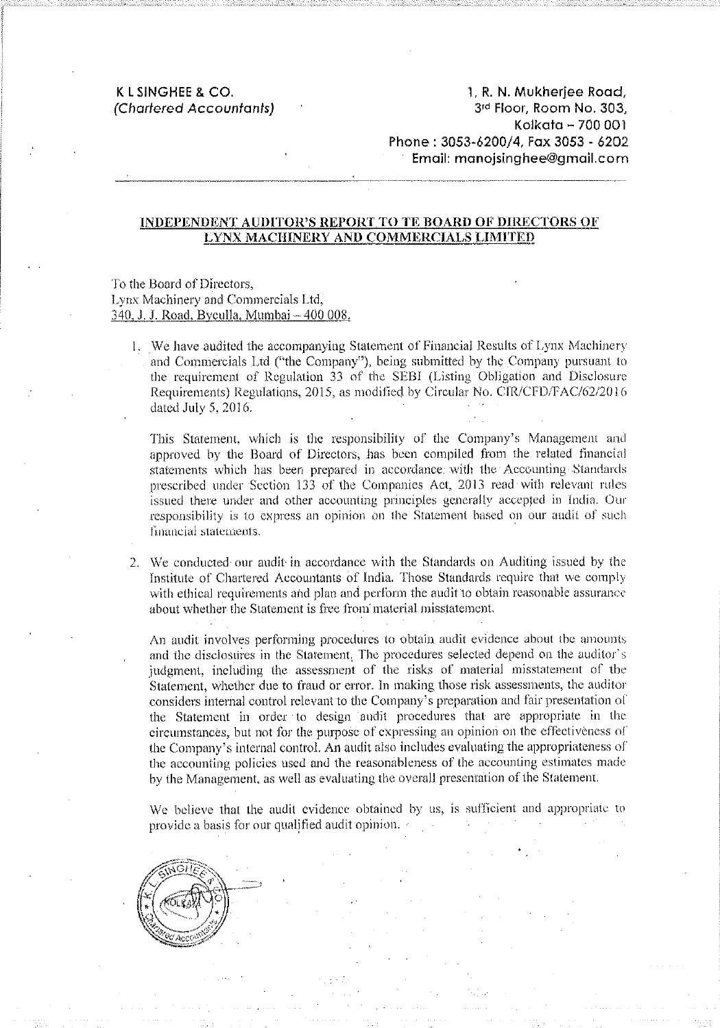K L SINGHEE & CO.
*(Chartered Accountants)*

1, R. N. Mukherjee Road,
3rd Floor, Room No. 303,
Kolkata – 700 001
Phone : 3053-6200/4, Fax 3053 - 6202
Email: manojsinghee@gmail.com

## INDEPENDENT AUDITOR'S REPORT TO TE BOARD OF DIRECTORS OF LYNX MACHINERY AND COMMERCIALS LIMITED

To the Board of Directors,
Lynx Machinery and Commercials Ltd,
340, J. J. Road, Byculla, Mumbai – 400 008.

1. We have audited the accompanying Statement of Financial Results of Lynx Machinery and Commercials Ltd ("the Company"), being submitted by the Company pursuant to the requirement of Regulation 33 of the SEBI (Listing Obligation and Disclosure Requirements) Regulations, 2015, as modified by Circular No. CIR/CFD/FAC/62/2016 dated July 5, 2016.

   This Statement, which is the responsibility of the Company's Management and approved by the Board of Directors, has been compiled from the related financial statements which has been prepared in accordance with the Accounting Standards prescribed under Section 133 of the Companies Act, 2013 read with relevant rules issued there under and other accounting principles generally accepted in India. Our responsibility is to express an opinion on the Statement based on our audit of such financial statements.

2. We conducted our audit in accordance with the Standards on Auditing issued by the Institute of Chartered Accountants of India. Those Standards require that we comply with ethical requirements and plan and perform the audit to obtain reasonable assurance about whether the Statement is free from material misstatement.

   An audit involves performing procedures to obtain audit evidence about the amounts and the disclosures in the Statement. The procedures selected depend on the auditor's judgment, including the assessment of the risks of material misstatement of the Statement, whether due to fraud or error. In making those risk assessments, the auditor considers internal control relevant to the Company's preparation and fair presentation of the Statement in order to design audit procedures that are appropriate in the circumstances, but not for the purpose of expressing an opinion on the effectiveness of the Company's internal control. An audit also includes evaluating the appropriateness of the accounting policies used and the reasonableness of the accounting estimates made by the Management, as well as evaluating the overall presentation of the Statement.

   We believe that the audit evidence obtained by us, is sufficient and appropriate to provide a basis for our qualified audit opinion.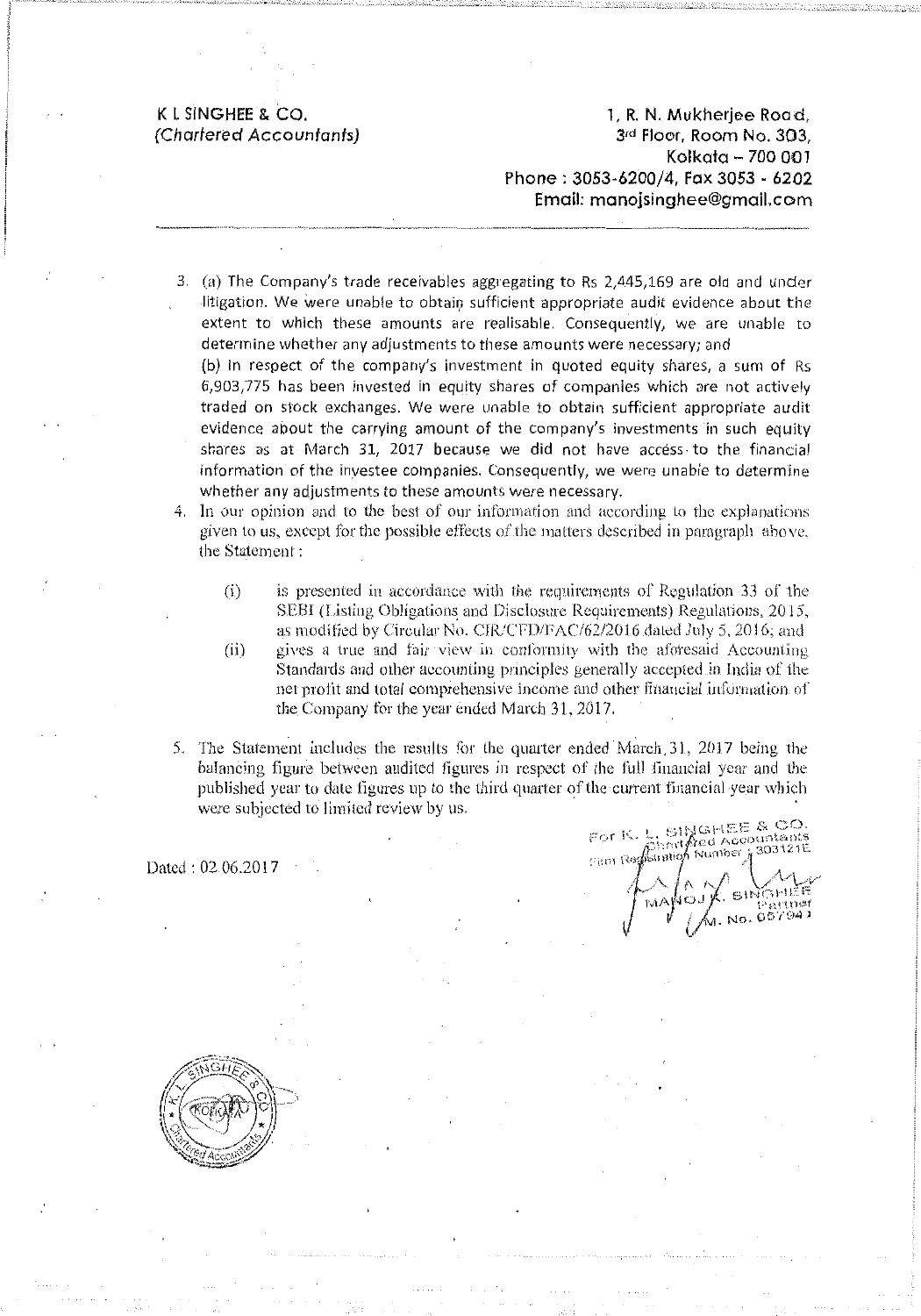K L SINGHEE & CO.
*(Chartered Accountants)*

1, R. N. Mukherjee Road,
3rd Floor, Room No. 303,
Kolkata – 700 001
Phone : 3053-6200/4, Fax 3053 - 6202
Email: manojsinghee@gmail.com

3. (a) The Company's trade receivables aggregating to Rs 2,445,169 are old and under litigation. We were unable to obtain sufficient appropriate audit evidence about the extent to which these amounts are realisable. Consequently, we are unable to determine whether any adjustments to these amounts were necessary; and

   (b) In respect of the company's investment in quoted equity shares, a sum of Rs 6,903,775 has been invested in equity shares of companies which are not actively traded on stock exchanges. We were unable to obtain sufficient appropriate audit evidence about the carrying amount of the company's investments in such equity shares as at March 31, 2017 because we did not have access to the financial information of the investee companies. Consequently, we were unable to determine whether any adjustments to these amounts were necessary.

4. In our opinion and to the best of our information and according to the explanations given to us, except for the possible effects of the matters described in paragraph above, the Statement :

   (i) is presented in accordance with the requirements of Regulation 33 of the SEBI (Listing Obligations and Disclosure Requirements) Regulations, 2015, as modified by Circular No. CIR/CFD/FAC/62/2016 dated July 5, 2016; and

   (ii) gives a true and fair view in conformity with the aforesaid Accounting Standards and other accounting principles generally accepted in India of the net profit and total comprehensive income and other financial information of the Company for the year ended March 31, 2017.

5. The Statement includes the results for the quarter ended March 31, 2017 being the balancing figure between audited figures in respect of the full financial year and the published year to date figures up to the third quarter of the current financial year which were subjected to limited review by us.

Dated : 02.06.2017

For K. L. SINGHEE & CO.
Chartered Accountants
Firm Registration Number : 303121E

MANOJ K. SINGHEE
Partner
M. No. 057941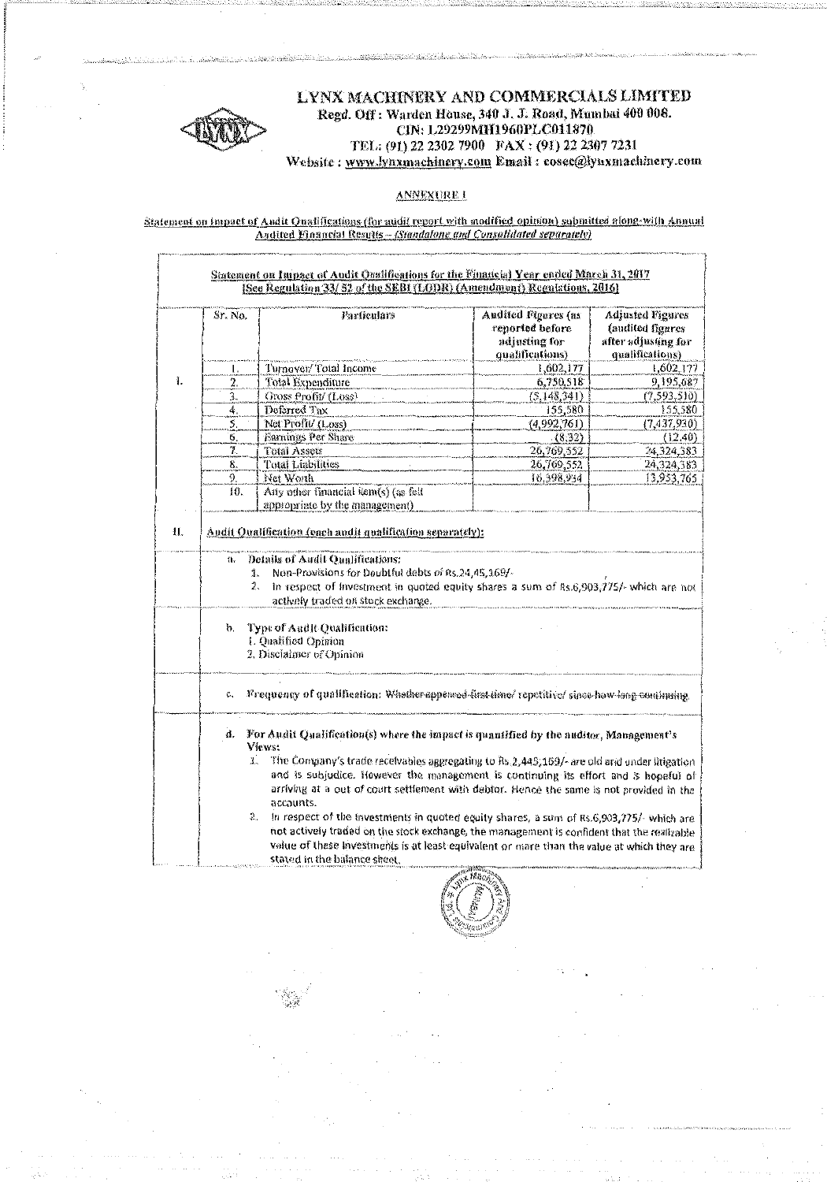# LYNX MACHINERY AND COMMERCIALS LIMITED

Regd. Off : Warden House, 340 J. J. Road, Mumbai 400 008.
CIN: L29299MH1960PLC011870
TEL.: (91) 22 2302 7900 FAX : (91) 22 2307 7231
Website : www.lynxmachinery.com Email : cosec@lynxmachinery.com

ANNEXURE I

Statement on Impact of Audit Qualifications (for audit report with modified opinion) submitted along-with Annual Audited Financial Results - (Standalone and Consolidated separately)

**Statement on Impact of Audit Qualifications for the Financial Year ended March 31, 2017**
**[See Regulation 33/ 52 of the SEBI (LODR) (Amendment) Regulations, 2016]**

| | Sr. No. | Particulars | Audited Figures (as reported before adjusting for qualifications) | Adjusted Figures (audited figures after adjusting for qualifications) |
|---|---|---|---|---|
| I. | 1. | Turnover/ Total Income | 1,602,177 | 1,602,177 |
| | 2. | Total Expenditure | 6,750,518 | 9,195,687 |
| | 3. | Gross Profit/ (Loss) | (5,148,341) | (7,593,510) |
| | 4. | Deferred Tax | 155,580 | 155,580 |
| | 5. | Net Profit/ (Loss) | (4,992,761) | (7,437,930) |
| | 6. | Earnings Per Share | (8.32) | (12.40) |
| | 7. | Total Assets | 26,769,552 | 24,324,383 |
| | 8. | Total Liabilities | 26,769,552 | 24,324,383 |
| | 9. | Net Worth | 16,398,934 | 13,953,765 |
| | 10. | Any other financial item(s) (as felt appropriate by the management) | | |

**II. Audit Qualification (each audit qualification separately):**

a. **Details of Audit Qualifications:**
   1. Non-Provisions for Doubtful debts of Rs.24,45,169/-
   2. In respect of Investment in quoted equity shares a sum of Rs.6,903,775/- which are not actively traded on stock exchange.

b. **Type of Audit Qualification:**
   1. Qualified Opinion
   2. Disclaimer of Opinion

c. Frequency of qualification: ~~Whether appeared first time/ repetitive/ since how long continuing~~

d. **For Audit Qualification(s) where the impact is quantified by the auditor, Management's Views:**
   1. The Company's trade receivables aggregating to Rs 2,445,169/- are old and under litigation and is subjudice. However the management is continuing its effort and is hopeful of arriving at a out of court settlement with debtor. Hence the same is not provided in the accounts.
   2. In respect of the Investments in quoted equity shares, a sum of Rs.6,903,775/- which are not actively traded on the stock exchange, the management is confident that the realizable value of these Investments is at least equivalent or more than the value at which they are stated in the balance sheet.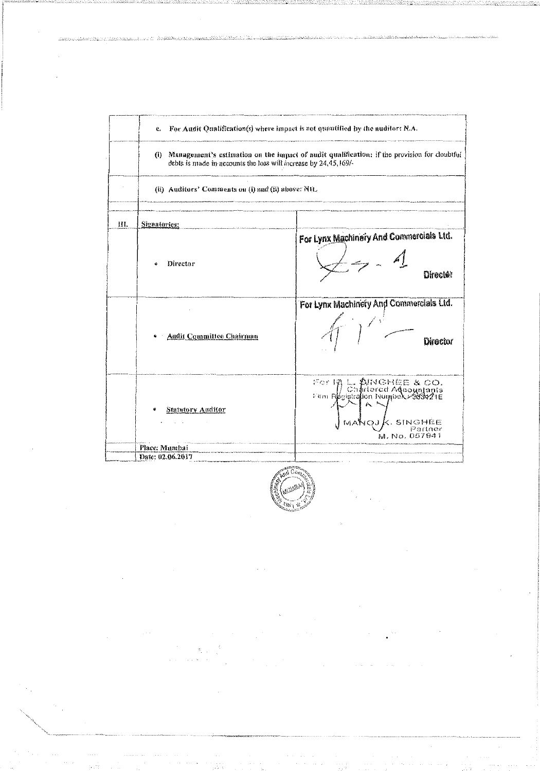| | | |
|---|---|---|
| | e. For Audit Qualification(s) where impact is not quantified by the auditor: N.A. | |
| | (i) Management's estimation on the impact of audit qualification: if the provision for doubtful debts is made in accounts the loss will increase by 24,45,169/- | |
| | (ii) Auditors' Comments on (i) and (ii) above: NIL | |
| III. | Signatories: | |
| | • Director | For Lynx Machinery And Commercials Ltd. Director |
| | • Audit Committee Chairman | For Lynx Machinery And Commercials Ltd. Director |
| | • Statutory Auditor | For M. L. SINGHEE & CO. Chartered Accountants Firm Registration Number-303021E MANOJ K. SINGHEE Partner M. No. 057941 |
| | Place: Mumbai | |
| | Date: 02.06.2017 | |